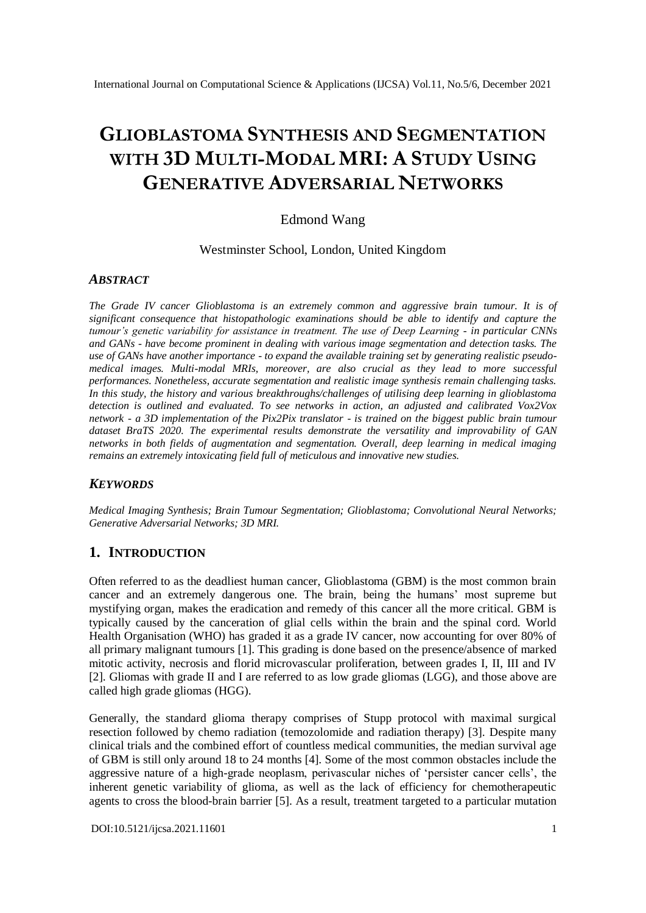# GLIOBLASTOMA SYNTHESIS AND SEGMENTATION WITH 3D MULTI-MODAL MRI: A STUDY USING GENERATIVE ADVERSARIAL NETWORKS

Edmond Wang

Westminster School, London, United Kingdom

## *ABSTRACT*

*The Grade IV cancer Glioblastoma is an extremely common and aggressive brain tumour. It is of significant consequence that histopathologic examinations should be able to identify and capture the tumour's genetic variability for assistance in treatment. The use of Deep Learning - in particular CNNs and GANs - have become prominent in dealing with various image segmentation and detection tasks. The use of GANs have another importance - to expand the available training set by generating realistic pseudo-medical images. Multi-modal MRIs, moreover, are also crucial as they lead to more successful performances. Nonetheless, accurate segmentation and realistic image synthesis remain challenging tasks. In this study, the history and various breakthroughs/challenges of utilising deep learning in glioblastoma detection is outlined and evaluated. To see networks in action, an adjusted and calibrated Vox2Vox network - a 3D implementation of the Pix2Pix translator - is trained on the biggest public brain tumour dataset BraTS 2020. The experimental results demonstrate the versatility and improvability of GAN networks in both fields of augmentation and segmentation. Overall, deep learning in medical imaging remains an extremely intoxicating field full of meticulous and innovative new studies.*

## *KEYWORDS*

*Medical Imaging Synthesis; Brain Tumour Segmentation; Glioblastoma; Convolutional Neural Networks; Generative Adversarial Networks; 3D MRI.*

## 1. INTRODUCTION

Often referred to as the deadliest human cancer, Glioblastoma (GBM) is the most common brain cancer and an extremely dangerous one. The brain, being the humans' most supreme but mystifying organ, makes the eradication and remedy of this cancer all the more critical. GBM is typically caused by the canceration of glial cells within the brain and the spinal cord. World Health Organisation (WHO) has graded it as a grade IV cancer, now accounting for over 80% of all primary malignant tumours [1]. This grading is done based on the presence/absence of marked mitotic activity, necrosis and florid microvascular proliferation, between grades I, II, III and IV [2]. Gliomas with grade II and I are referred to as low grade gliomas (LGG), and those above are called high grade gliomas (HGG).

Generally, the standard glioma therapy comprises of Stupp protocol with maximal surgical resection followed by chemo radiation (temozolomide and radiation therapy) [3]. Despite many clinical trials and the combined effort of countless medical communities, the median survival age of GBM is still only around 18 to 24 months [4]. Some of the most common obstacles include the aggressive nature of a high-grade neoplasm, perivascular niches of 'persister cancer cells', the inherent genetic variability of glioma, as well as the lack of efficiency for chemotherapeutic agents to cross the blood-brain barrier [5]. As a result, treatment targeted to a particular mutation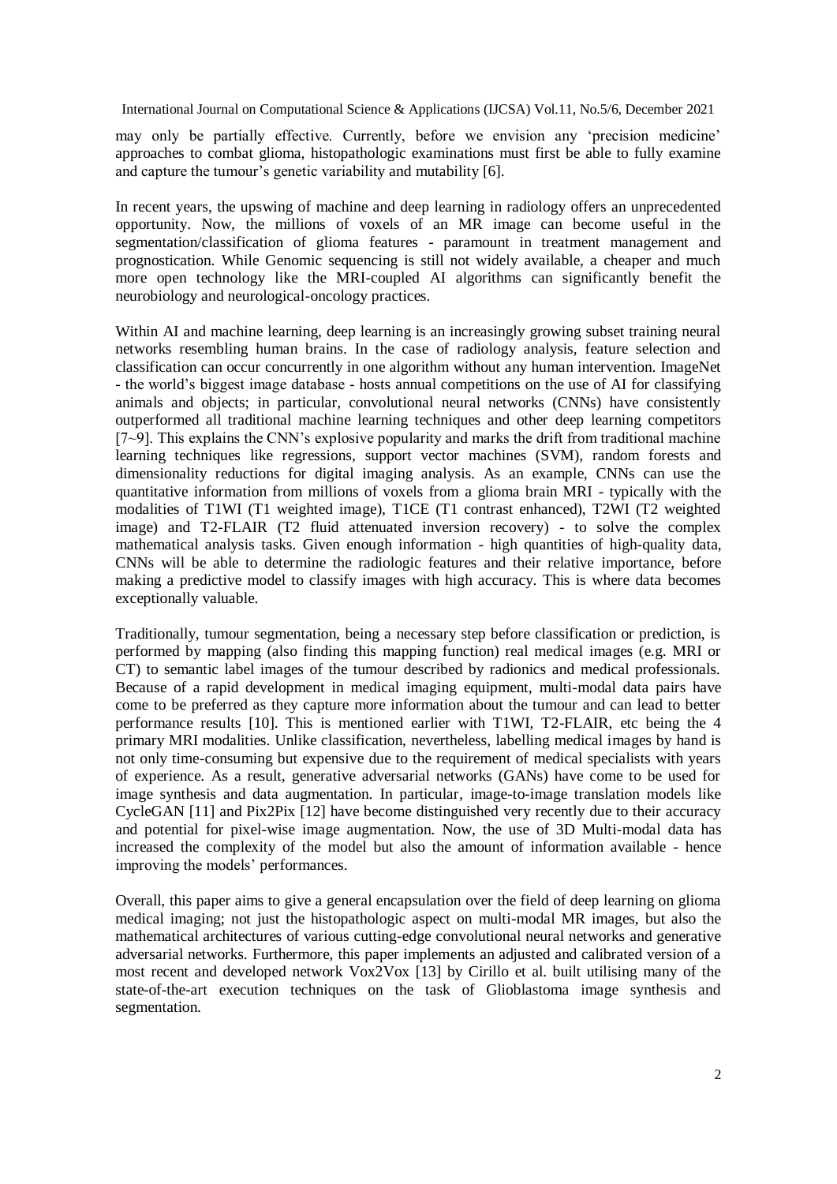may only be partially effective. Currently, before we envision any 'precision medicine' approaches to combat glioma, histopathologic examinations must first be able to fully examine and capture the tumour's genetic variability and mutability [6].

In recent years, the upswing of machine and deep learning in radiology offers an unprecedented opportunity. Now, the millions of voxels of an MR image can become useful in the segmentation/classification of glioma features - paramount in treatment management and prognostication. While Genomic sequencing is still not widely available, a cheaper and much more open technology like the MRI-coupled AI algorithms can significantly benefit the neurobiology and neurological-oncology practices.

Within AI and machine learning, deep learning is an increasingly growing subset training neural networks resembling human brains. In the case of radiology analysis, feature selection and classification can occur concurrently in one algorithm without any human intervention. ImageNet - the world's biggest image database - hosts annual competitions on the use of AI for classifying animals and objects; in particular, convolutional neural networks (CNNs) have consistently outperformed all traditional machine learning techniques and other deep learning competitors [7~9]. This explains the CNN's explosive popularity and marks the drift from traditional machine learning techniques like regressions, support vector machines (SVM), random forests and dimensionality reductions for digital imaging analysis. As an example, CNNs can use the quantitative information from millions of voxels from a glioma brain MRI - typically with the modalities of T1WI (T1 weighted image), T1CE (T1 contrast enhanced), T2WI (T2 weighted image) and T2-FLAIR (T2 fluid attenuated inversion recovery) - to solve the complex mathematical analysis tasks. Given enough information - high quantities of high-quality data, CNNs will be able to determine the radiologic features and their relative importance, before making a predictive model to classify images with high accuracy. This is where data becomes exceptionally valuable.

Traditionally, tumour segmentation, being a necessary step before classification or prediction, is performed by mapping (also finding this mapping function) real medical images (e.g. MRI or CT) to semantic label images of the tumour described by radionics and medical professionals. Because of a rapid development in medical imaging equipment, multi-modal data pairs have come to be preferred as they capture more information about the tumour and can lead to better performance results [10]. This is mentioned earlier with T1WI, T2-FLAIR, etc being the 4 primary MRI modalities. Unlike classification, nevertheless, labelling medical images by hand is not only time-consuming but expensive due to the requirement of medical specialists with years of experience. As a result, generative adversarial networks (GANs) have come to be used for image synthesis and data augmentation. In particular, image-to-image translation models like CycleGAN [11] and Pix2Pix [12] have become distinguished very recently due to their accuracy and potential for pixel-wise image augmentation. Now, the use of 3D Multi-modal data has increased the complexity of the model but also the amount of information available - hence improving the models' performances.

Overall, this paper aims to give a general encapsulation over the field of deep learning on glioma medical imaging; not just the histopathologic aspect on multi-modal MR images, but also the mathematical architectures of various cutting-edge convolutional neural networks and generative adversarial networks. Furthermore, this paper implements an adjusted and calibrated version of a most recent and developed network Vox2Vox [13] by Cirillo et al. built utilising many of the state-of-the-art execution techniques on the task of Glioblastoma image synthesis and segmentation.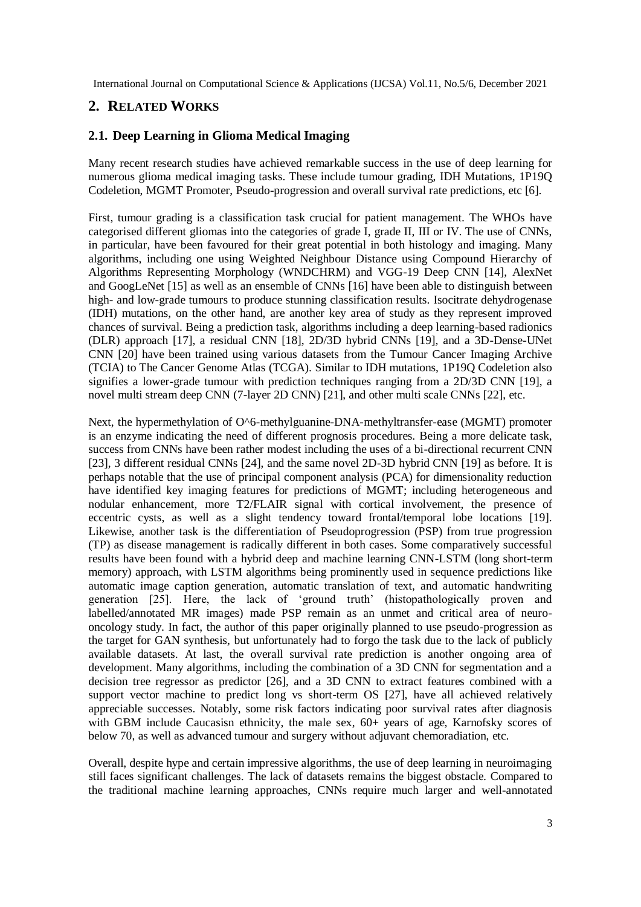## 2. RELATED WORKS

### 2.1. Deep Learning in Glioma Medical Imaging

Many recent research studies have achieved remarkable success in the use of deep learning for numerous glioma medical imaging tasks. These include tumour grading, IDH Mutations, 1P19Q Codeletion, MGMT Promoter, Pseudo-progression and overall survival rate predictions, etc [6].

First, tumour grading is a classification task crucial for patient management. The WHOs have categorised different gliomas into the categories of grade I, grade II, III or IV. The use of CNNs, in particular, have been favoured for their great potential in both histology and imaging. Many algorithms, including one using Weighted Neighbour Distance using Compound Hierarchy of Algorithms Representing Morphology (WNDCHRM) and VGG-19 Deep CNN [14], AlexNet and GoogLeNet [15] as well as an ensemble of CNNs [16] have been able to distinguish between high- and low-grade tumours to produce stunning classification results. Isocitrate dehydrogenase (IDH) mutations, on the other hand, are another key area of study as they represent improved chances of survival. Being a prediction task, algorithms including a deep learning-based radionics (DLR) approach [17], a residual CNN [18], 2D/3D hybrid CNNs [19], and a 3D-Dense-UNet CNN [20] have been trained using various datasets from the Tumour Cancer Imaging Archive (TCIA) to The Cancer Genome Atlas (TCGA). Similar to IDH mutations, 1P19Q Codeletion also signifies a lower-grade tumour with prediction techniques ranging from a 2D/3D CNN [19], a novel multi stream deep CNN (7-layer 2D CNN) [21], and other multi scale CNNs [22], etc.

Next, the hypermethylation of O^6-methylguanine-DNA-methyltransfer-ease (MGMT) promoter is an enzyme indicating the need of different prognosis procedures. Being a more delicate task, success from CNNs have been rather modest including the uses of a bi-directional recurrent CNN [23], 3 different residual CNNs [24], and the same novel 2D-3D hybrid CNN [19] as before. It is perhaps notable that the use of principal component analysis (PCA) for dimensionality reduction have identified key imaging features for predictions of MGMT; including heterogeneous and nodular enhancement, more T2/FLAIR signal with cortical involvement, the presence of eccentric cysts, as well as a slight tendency toward frontal/temporal lobe locations [19]. Likewise, another task is the differentiation of Pseudoprogression (PSP) from true progression (TP) as disease management is radically different in both cases. Some comparatively successful results have been found with a hybrid deep and machine learning CNN-LSTM (long short-term memory) approach, with LSTM algorithms being prominently used in sequence predictions like automatic image caption generation, automatic translation of text, and automatic handwriting generation [25]. Here, the lack of 'ground truth' (histopathologically proven and labelled/annotated MR images) made PSP remain as an unmet and critical area of neuro-oncology study. In fact, the author of this paper originally planned to use pseudo-progression as the target for GAN synthesis, but unfortunately had to forgo the task due to the lack of publicly available datasets. At last, the overall survival rate prediction is another ongoing area of development. Many algorithms, including the combination of a 3D CNN for segmentation and a decision tree regressor as predictor [26], and a 3D CNN to extract features combined with a support vector machine to predict long vs short-term OS [27], have all achieved relatively appreciable successes. Notably, some risk factors indicating poor survival rates after diagnosis with GBM include Caucasisn ethnicity, the male sex, 60+ years of age, Karnofsky scores of below 70, as well as advanced tumour and surgery without adjuvant chemoradiation, etc.

Overall, despite hype and certain impressive algorithms, the use of deep learning in neuroimaging still faces significant challenges. The lack of datasets remains the biggest obstacle. Compared to the traditional machine learning approaches, CNNs require much larger and well-annotated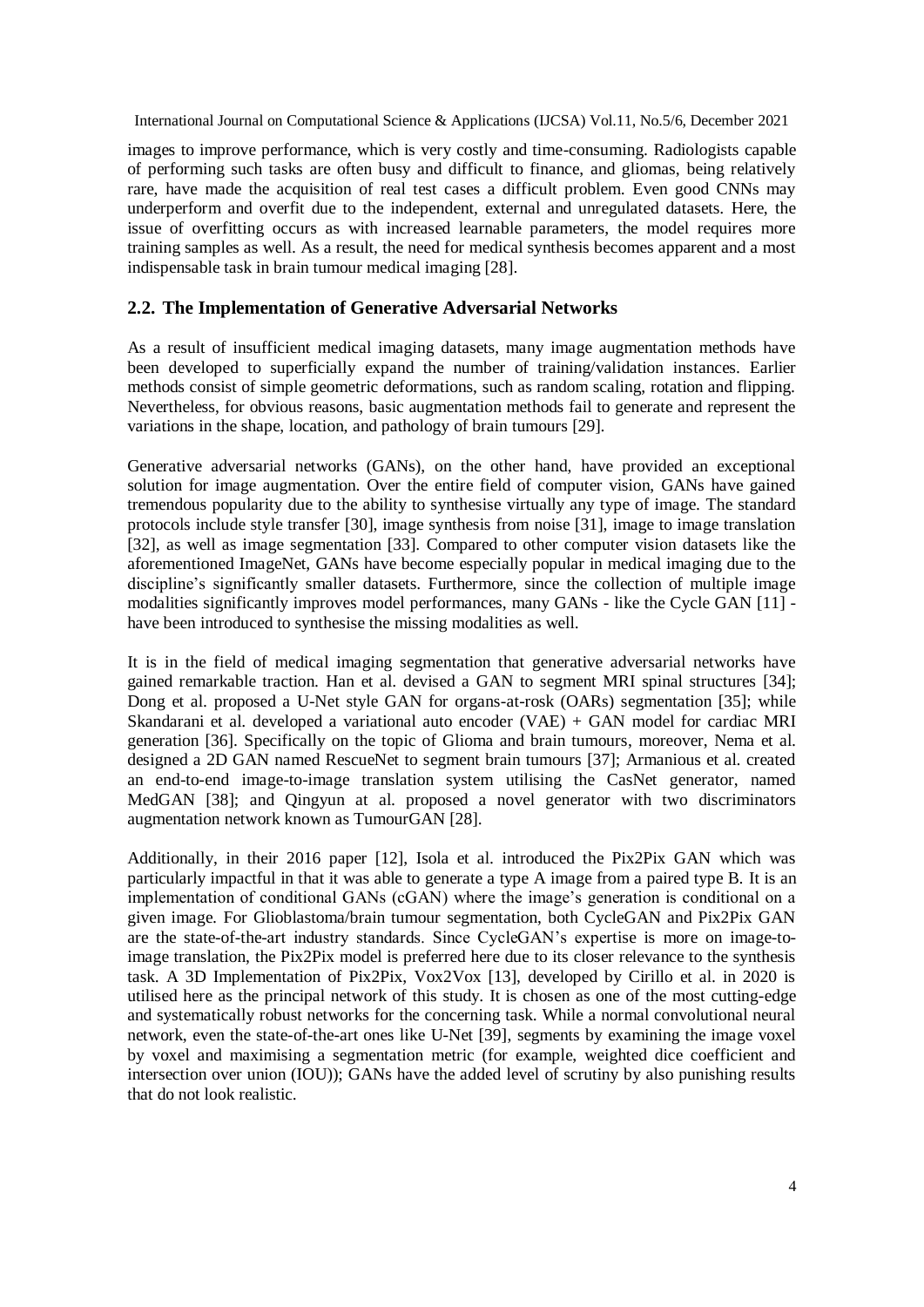images to improve performance, which is very costly and time-consuming. Radiologists capable of performing such tasks are often busy and difficult to finance, and gliomas, being relatively rare, have made the acquisition of real test cases a difficult problem. Even good CNNs may underperform and overfit due to the independent, external and unregulated datasets. Here, the issue of overfitting occurs as with increased learnable parameters, the model requires more training samples as well. As a result, the need for medical synthesis becomes apparent and a most indispensable task in brain tumour medical imaging [28].

### 2.2. The Implementation of Generative Adversarial Networks

As a result of insufficient medical imaging datasets, many image augmentation methods have been developed to superficially expand the number of training/validation instances. Earlier methods consist of simple geometric deformations, such as random scaling, rotation and flipping. Nevertheless, for obvious reasons, basic augmentation methods fail to generate and represent the variations in the shape, location, and pathology of brain tumours [29].

Generative adversarial networks (GANs), on the other hand, have provided an exceptional solution for image augmentation. Over the entire field of computer vision, GANs have gained tremendous popularity due to the ability to synthesise virtually any type of image. The standard protocols include style transfer [30], image synthesis from noise [31], image to image translation [32], as well as image segmentation [33]. Compared to other computer vision datasets like the aforementioned ImageNet, GANs have become especially popular in medical imaging due to the discipline's significantly smaller datasets. Furthermore, since the collection of multiple image modalities significantly improves model performances, many GANs - like the Cycle GAN [11] - have been introduced to synthesise the missing modalities as well.

It is in the field of medical imaging segmentation that generative adversarial networks have gained remarkable traction. Han et al. devised a GAN to segment MRI spinal structures [34]; Dong et al. proposed a U-Net style GAN for organs-at-rosk (OARs) segmentation [35]; while Skandarani et al. developed a variational auto encoder (VAE) + GAN model for cardiac MRI generation [36]. Specifically on the topic of Glioma and brain tumours, moreover, Nema et al. designed a 2D GAN named RescueNet to segment brain tumours [37]; Armanious et al. created an end-to-end image-to-image translation system utilising the CasNet generator, named MedGAN [38]; and Qingyun at al. proposed a novel generator with two discriminators augmentation network known as TumourGAN [28].

Additionally, in their 2016 paper [12], Isola et al. introduced the Pix2Pix GAN which was particularly impactful in that it was able to generate a type A image from a paired type B. It is an implementation of conditional GANs (cGAN) where the image's generation is conditional on a given image. For Glioblastoma/brain tumour segmentation, both CycleGAN and Pix2Pix GAN are the state-of-the-art industry standards. Since CycleGAN's expertise is more on image-to-image translation, the Pix2Pix model is preferred here due to its closer relevance to the synthesis task. A 3D Implementation of Pix2Pix, Vox2Vox [13], developed by Cirillo et al. in 2020 is utilised here as the principal network of this study. It is chosen as one of the most cutting-edge and systematically robust networks for the concerning task. While a normal convolutional neural network, even the state-of-the-art ones like U-Net [39], segments by examining the image voxel by voxel and maximising a segmentation metric (for example, weighted dice coefficient and intersection over union (IOU)); GANs have the added level of scrutiny by also punishing results that do not look realistic.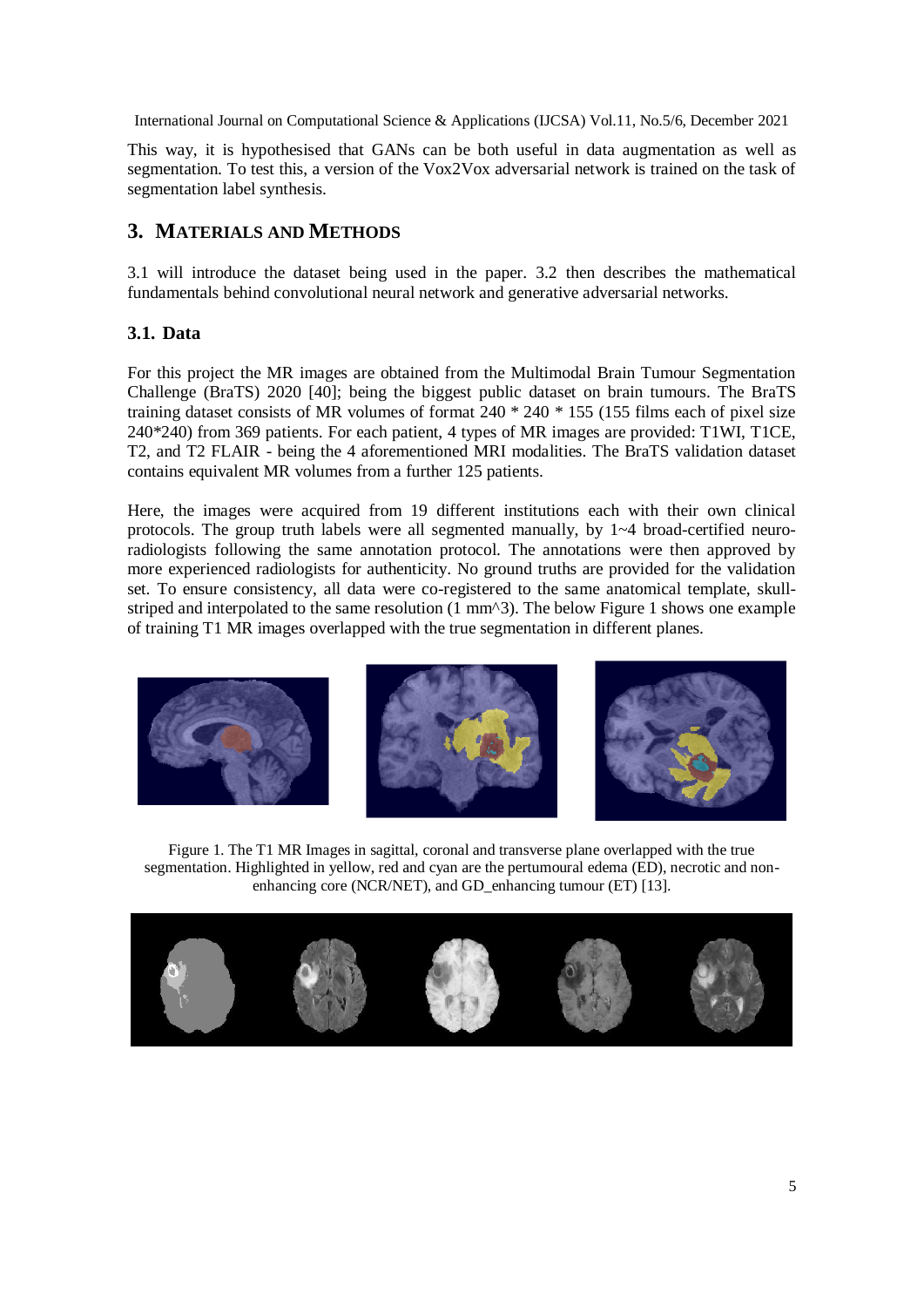This way, it is hypothesised that GANs can be both useful in data augmentation as well as segmentation. To test this, a version of the Vox2Vox adversarial network is trained on the task of segmentation label synthesis.

## 3. Materials and Methods

3.1 will introduce the dataset being used in the paper. 3.2 then describes the mathematical fundamentals behind convolutional neural network and generative adversarial networks.

### 3.1. Data

For this project the MR images are obtained from the Multimodal Brain Tumour Segmentation Challenge (BraTS) 2020 [40]; being the biggest public dataset on brain tumours. The BraTS training dataset consists of MR volumes of format 240 * 240 * 155 (155 films each of pixel size 240*240) from 369 patients. For each patient, 4 types of MR images are provided: T1WI, T1CE, T2, and T2 FLAIR - being the 4 aforementioned MRI modalities. The BraTS validation dataset contains equivalent MR volumes from a further 125 patients.

Here, the images were acquired from 19 different institutions each with their own clinical protocols. The group truth labels were all segmented manually, by 1~4 broad-certified neuro-radiologists following the same annotation protocol. The annotations were then approved by more experienced radiologists for authenticity. No ground truths are provided for the validation set. To ensure consistency, all data were co-registered to the same anatomical template, skull-striped and interpolated to the same resolution (1 mm^3). The below Figure 1 shows one example of training T1 MR images overlapped with the true segmentation in different planes.

Figure 1. The T1 MR Images in sagittal, coronal and transverse plane overlapped with the true segmentation. Highlighted in yellow, red and cyan are the pertumoural edema (ED), necrotic and non-enhancing core (NCR/NET), and GD_enhancing tumour (ET) [13].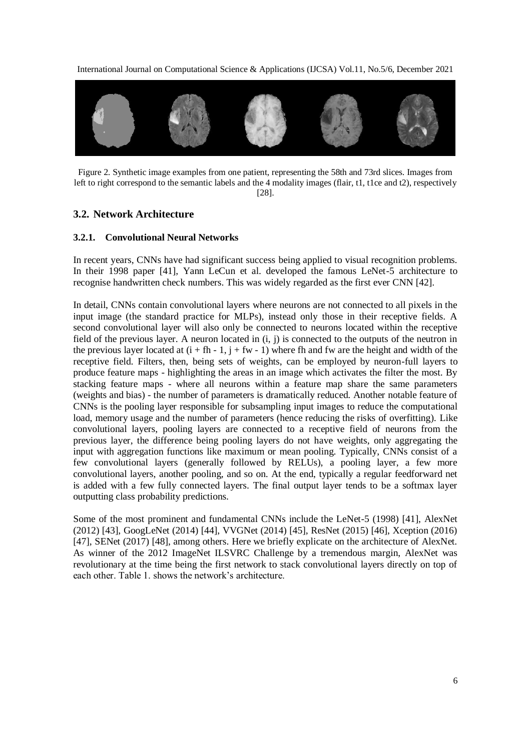Figure 2. Synthetic image examples from one patient, representing the 58th and 73rd slices. Images from left to right correspond to the semantic labels and the 4 modality images (flair, t1, t1ce and t2), respectively [28].

### 3.2. Network Architecture

#### 3.2.1. Convolutional Neural Networks

In recent years, CNNs have had significant success being applied to visual recognition problems. In their 1998 paper [41], Yann LeCun et al. developed the famous LeNet-5 architecture to recognise handwritten check numbers. This was widely regarded as the first ever CNN [42].

In detail, CNNs contain convolutional layers where neurons are not connected to all pixels in the input image (the standard practice for MLPs), instead only those in their receptive fields. A second convolutional layer will also only be connected to neurons located within the receptive field of the previous layer. A neuron located in (i, j) is connected to the outputs of the neutron in the previous layer located at $(i + fh - 1, j + fw - 1)$ where fh and fw are the height and width of the receptive field. Filters, then, being sets of weights, can be employed by neuron-full layers to produce feature maps - highlighting the areas in an image which activates the filter the most. By stacking feature maps - where all neurons within a feature map share the same parameters (weights and bias) - the number of parameters is dramatically reduced. Another notable feature of CNNs is the pooling layer responsible for subsampling input images to reduce the computational load, memory usage and the number of parameters (hence reducing the risks of overfitting). Like convolutional layers, pooling layers are connected to a receptive field of neurons from the previous layer, the difference being pooling layers do not have weights, only aggregating the input with aggregation functions like maximum or mean pooling. Typically, CNNs consist of a few convolutional layers (generally followed by RELUs), a pooling layer, a few more convolutional layers, another pooling, and so on. At the end, typically a regular feedforward net is added with a few fully connected layers. The final output layer tends to be a softmax layer outputting class probability predictions.

Some of the most prominent and fundamental CNNs include the LeNet-5 (1998) [41], AlexNet (2012) [43], GoogLeNet (2014) [44], VVGNet (2014) [45], ResNet (2015) [46], Xception (2016) [47], SENet (2017) [48], among others. Here we briefly explicate on the architecture of AlexNet. As winner of the 2012 ImageNet ILSVRC Challenge by a tremendous margin, AlexNet was revolutionary at the time being the first network to stack convolutional layers directly on top of each other. Table 1. shows the network's architecture.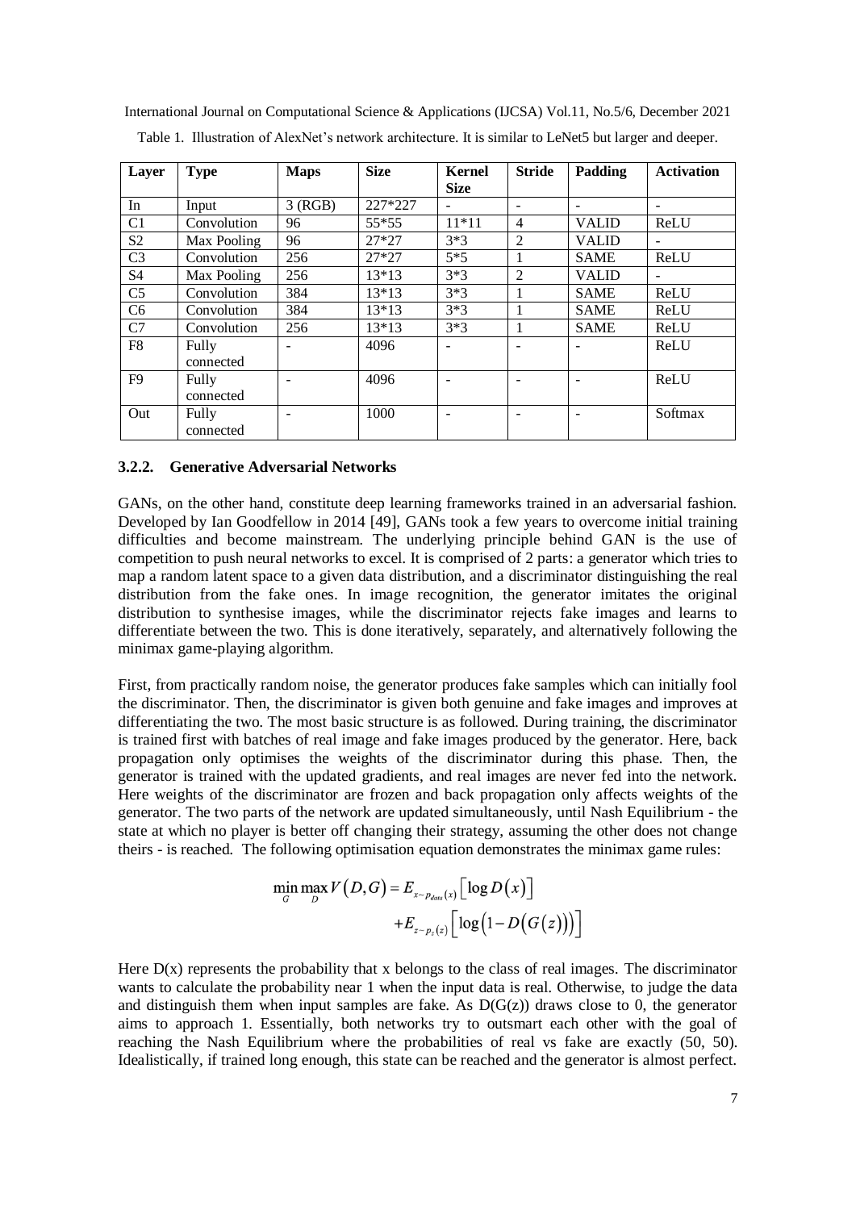Table 1. Illustration of AlexNet's network architecture. It is similar to LeNet5 but larger and deeper.

| Layer | Type | Maps | Size | Kernel Size | Stride | Padding | Activation |
|---|---|---|---|---|---|---|---|
| In | Input | 3 (RGB) | 227*227 | - | - | - | - |
| C1 | Convolution | 96 | 55*55 | 11*11 | 4 | VALID | ReLU |
| S2 | Max Pooling | 96 | 27*27 | 3*3 | 2 | VALID | - |
| C3 | Convolution | 256 | 27*27 | 5*5 | 1 | SAME | ReLU |
| S4 | Max Pooling | 256 | 13*13 | 3*3 | 2 | VALID | - |
| C5 | Convolution | 384 | 13*13 | 3*3 | 1 | SAME | ReLU |
| C6 | Convolution | 384 | 13*13 | 3*3 | 1 | SAME | ReLU |
| C7 | Convolution | 256 | 13*13 | 3*3 | 1 | SAME | ReLU |
| F8 | Fully connected | - | 4096 | - | - | - | ReLU |
| F9 | Fully connected | - | 4096 | - | - | - | ReLU |
| Out | Fully connected | - | 1000 | - | - | - | Softmax |

#### 3.2.2. Generative Adversarial Networks

GANs, on the other hand, constitute deep learning frameworks trained in an adversarial fashion. Developed by Ian Goodfellow in 2014 [49], GANs took a few years to overcome initial training difficulties and become mainstream. The underlying principle behind GAN is the use of competition to push neural networks to excel. It is comprised of 2 parts: a generator which tries to map a random latent space to a given data distribution, and a discriminator distinguishing the real distribution from the fake ones. In image recognition, the generator imitates the original distribution to synthesise images, while the discriminator rejects fake images and learns to differentiate between the two. This is done iteratively, separately, and alternatively following the minimax game-playing algorithm.

First, from practically random noise, the generator produces fake samples which can initially fool the discriminator. Then, the discriminator is given both genuine and fake images and improves at differentiating the two. The most basic structure is as followed. During training, the discriminator is trained first with batches of real image and fake images produced by the generator. Here, back propagation only optimises the weights of the discriminator during this phase. Then, the generator is trained with the updated gradients, and real images are never fed into the network. Here weights of the discriminator are frozen and back propagation only affects weights of the generator. The two parts of the network are updated simultaneously, until Nash Equilibrium - the state at which no player is better off changing their strategy, assuming the other does not change theirs - is reached. The following optimisation equation demonstrates the minimax game rules:

$$\min_{G} \max_{D} V(D,G) = E_{x \sim p_{data}(x)}\left[\log D(x)\right] + E_{z \sim p_{z}(z)}\left[\log\left(1 - D\left(G(z)\right)\right)\right]$$

Here $D(x)$ represents the probability that x belongs to the class of real images. The discriminator wants to calculate the probability near 1 when the input data is real. Otherwise, to judge the data and distinguish them when input samples are fake. As $D(G(z))$ draws close to 0, the generator aims to approach 1. Essentially, both networks try to outsmart each other with the goal of reaching the Nash Equilibrium where the probabilities of real vs fake are exactly (50, 50). Idealistically, if trained long enough, this state can be reached and the generator is almost perfect.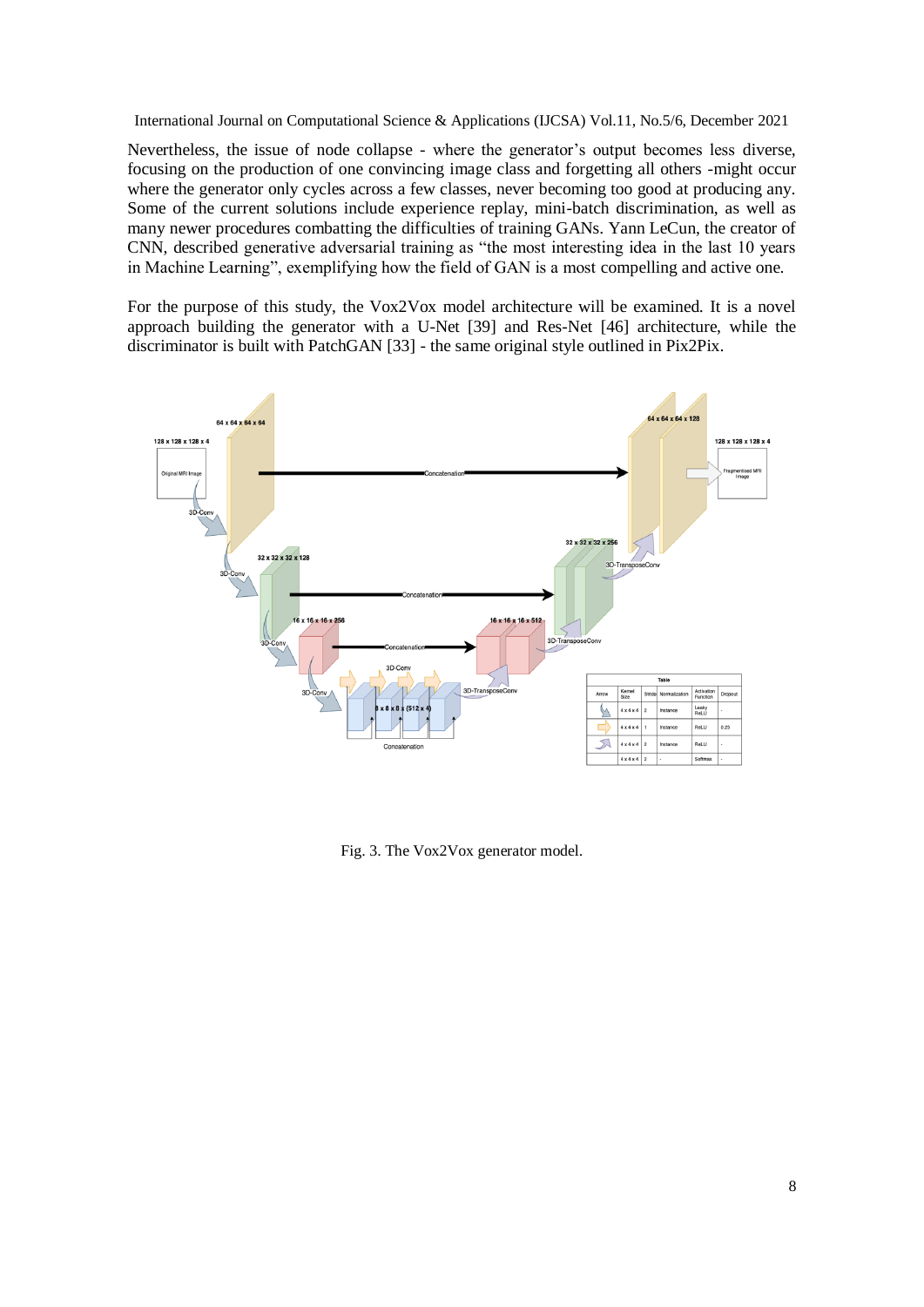Nevertheless, the issue of node collapse - where the generator's output becomes less diverse, focusing on the production of one convincing image class and forgetting all others -might occur where the generator only cycles across a few classes, never becoming too good at producing any. Some of the current solutions include experience replay, mini-batch discrimination, as well as many newer procedures combatting the difficulties of training GANs. Yann LeCun, the creator of CNN, described generative adversarial training as "the most interesting idea in the last 10 years in Machine Learning", exemplifying how the field of GAN is a most compelling and active one.

For the purpose of this study, the Vox2Vox model architecture will be examined. It is a novel approach building the generator with a U-Net [39] and Res-Net [46] architecture, while the discriminator is built with PatchGAN [33] - the same original style outlined in Pix2Pix.

Fig. 3. The Vox2Vox generator model.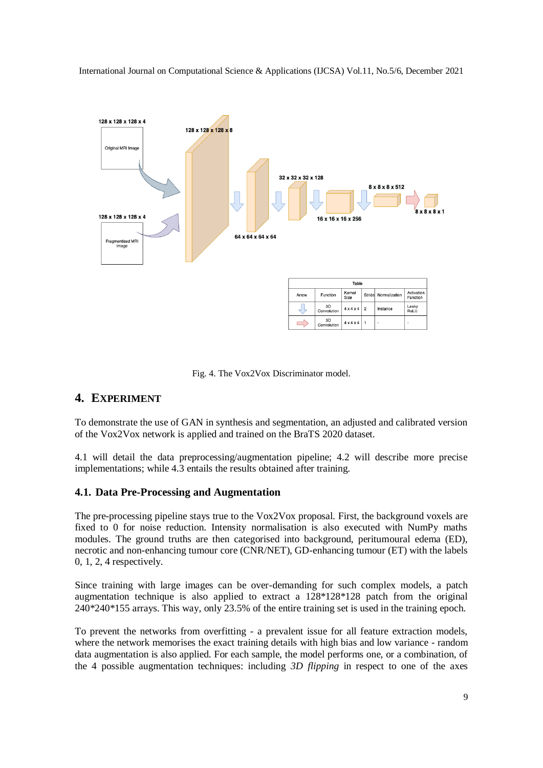Fig. 4. The Vox2Vox Discriminator model.

## 4. EXPERIMENT

To demonstrate the use of GAN in synthesis and segmentation, an adjusted and calibrated version of the Vox2Vox network is applied and trained on the BraTS 2020 dataset.

4.1 will detail the data preprocessing/augmentation pipeline; 4.2 will describe more precise implementations; while 4.3 entails the results obtained after training.

### 4.1. Data Pre-Processing and Augmentation

The pre-processing pipeline stays true to the Vox2Vox proposal. First, the background voxels are fixed to 0 for noise reduction. Intensity normalisation is also executed with NumPy maths modules. The ground truths are then categorised into background, peritumoural edema (ED), necrotic and non-enhancing tumour core (CNR/NET), GD-enhancing tumour (ET) with the labels 0, 1, 2, 4 respectively.

Since training with large images can be over-demanding for such complex models, a patch augmentation technique is also applied to extract a 128*128*128 patch from the original 240*240*155 arrays. This way, only 23.5% of the entire training set is used in the training epoch.

To prevent the networks from overfitting - a prevalent issue for all feature extraction models, where the network memorises the exact training details with high bias and low variance - random data augmentation is also applied. For each sample, the model performs one, or a combination, of the 4 possible augmentation techniques: including *3D flipping* in respect to one of the axes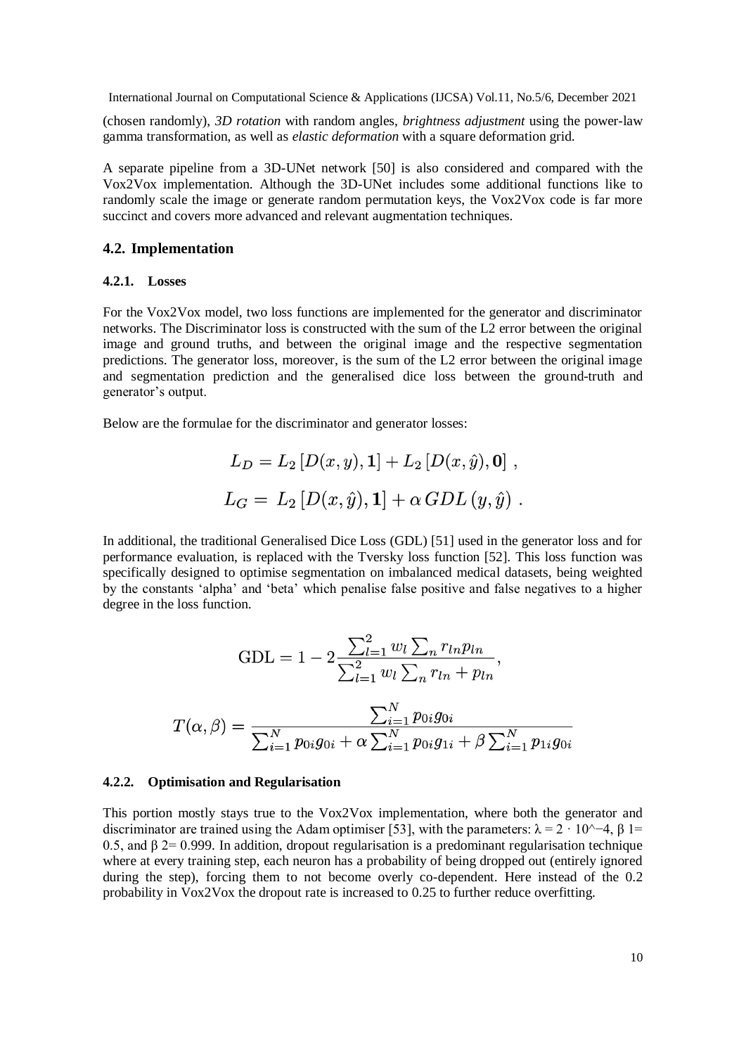(chosen randomly), *3D rotation* with random angles, *brightness adjustment* using the power-law gamma transformation, as well as *elastic deformation* with a square deformation grid.

A separate pipeline from a 3D-UNet network [50] is also considered and compared with the Vox2Vox implementation. Although the 3D-UNet includes some additional functions like to randomly scale the image or generate random permutation keys, the Vox2Vox code is far more succinct and covers more advanced and relevant augmentation techniques.

## 4.2. Implementation

### 4.2.1. Losses

For the Vox2Vox model, two loss functions are implemented for the generator and discriminator networks. The Discriminator loss is constructed with the sum of the L2 error between the original image and ground truths, and between the original image and the respective segmentation predictions. The generator loss, moreover, is the sum of the L2 error between the original image and segmentation prediction and the generalised dice loss between the ground-truth and generator's output.

Below are the formulae for the discriminator and generator losses:

$$L_D = L_2 \left[ D(x, y), \mathbf{1} \right] + L_2 \left[ D(x, \hat{y}), \mathbf{0} \right] \,,$$

$$L_G = \, L_2 \left[ D(x, \hat{y}), \mathbf{1} \right] + \alpha \, GDL \left( y, \hat{y} \right) \,.$$

In additional, the traditional Generalised Dice Loss (GDL) [51] used in the generator loss and for performance evaluation, is replaced with the Tversky loss function [52]. This loss function was specifically designed to optimise segmentation on imbalanced medical datasets, being weighted by the constants 'alpha' and 'beta' which penalise false positive and false negatives to a higher degree in the loss function.

$$\mathrm{GDL} = 1 - 2 \frac{\sum_{l=1}^{2} w_l \sum_n r_{ln} p_{ln}}{\sum_{l=1}^{2} w_l \sum_n r_{ln} + p_{ln}},$$

$$T(\alpha, \beta) = \frac{\sum_{i=1}^{N} p_{0i} g_{0i}}{\sum_{i=1}^{N} p_{0i} g_{0i} + \alpha \sum_{i=1}^{N} p_{0i} g_{1i} + \beta \sum_{i=1}^{N} p_{1i} g_{0i}}$$

### 4.2.2. Optimisation and Regularisation

This portion mostly stays true to the Vox2Vox implementation, where both the generator and discriminator are trained using the Adam optimiser [53], with the parameters: $\lambda = 2 \cdot 10^{-4}$, $\beta_1 = 0.5$, and $\beta_2 = 0.999$. In addition, dropout regularisation is a predominant regularisation technique where at every training step, each neuron has a probability of being dropped out (entirely ignored during the step), forcing them to not become overly co-dependent. Here instead of the 0.2 probability in Vox2Vox the dropout rate is increased to 0.25 to further reduce overfitting.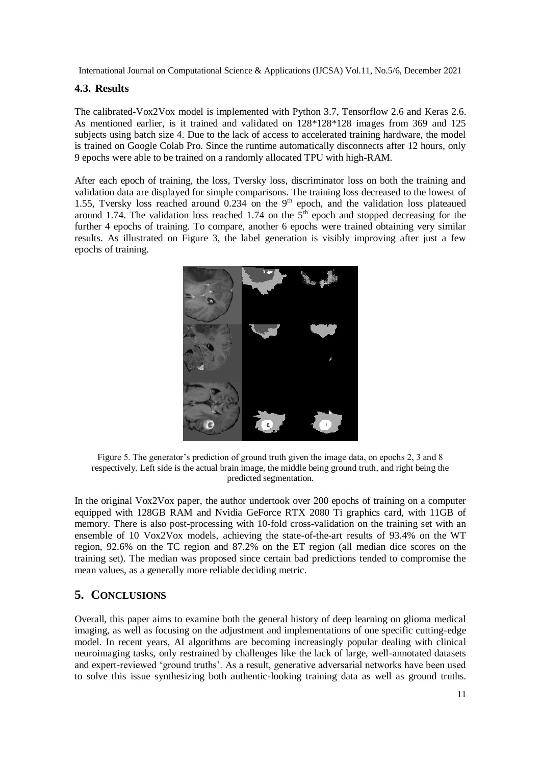### 4.3. Results

The calibrated-Vox2Vox model is implemented with Python 3.7, Tensorflow 2.6 and Keras 2.6. As mentioned earlier, is it trained and validated on 128*128*128 images from 369 and 125 subjects using batch size 4. Due to the lack of access to accelerated training hardware, the model is trained on Google Colab Pro. Since the runtime automatically disconnects after 12 hours, only 9 epochs were able to be trained on a randomly allocated TPU with high-RAM.

After each epoch of training, the loss, Tversky loss, discriminator loss on both the training and validation data are displayed for simple comparisons. The training loss decreased to the lowest of 1.55, Tversky loss reached around 0.234 on the 9$^{th}$ epoch, and the validation loss plateaued around 1.74. The validation loss reached 1.74 on the 5$^{th}$ epoch and stopped decreasing for the further 4 epochs of training. To compare, another 6 epochs were trained obtaining very similar results. As illustrated on Figure 3, the label generation is visibly improving after just a few epochs of training.

Figure 5. The generator's prediction of ground truth given the image data, on epochs 2, 3 and 8 respectively. Left side is the actual brain image, the middle being ground truth, and right being the predicted segmentation.

In the original Vox2Vox paper, the author undertook over 200 epochs of training on a computer equipped with 128GB RAM and Nvidia GeForce RTX 2080 Ti graphics card, with 11GB of memory. There is also post-processing with 10-fold cross-validation on the training set with an ensemble of 10 Vox2Vox models, achieving the state-of-the-art results of 93.4% on the WT region, 92.6% on the TC region and 87.2% on the ET region (all median dice scores on the training set). The median was proposed since certain bad predictions tended to compromise the mean values, as a generally more reliable deciding metric.

## 5. Conclusions

Overall, this paper aims to examine both the general history of deep learning on glioma medical imaging, as well as focusing on the adjustment and implementations of one specific cutting-edge model. In recent years, AI algorithms are becoming increasingly popular dealing with clinical neuroimaging tasks, only restrained by challenges like the lack of large, well-annotated datasets and expert-reviewed 'ground truths'. As a result, generative adversarial networks have been used to solve this issue synthesizing both authentic-looking training data as well as ground truths.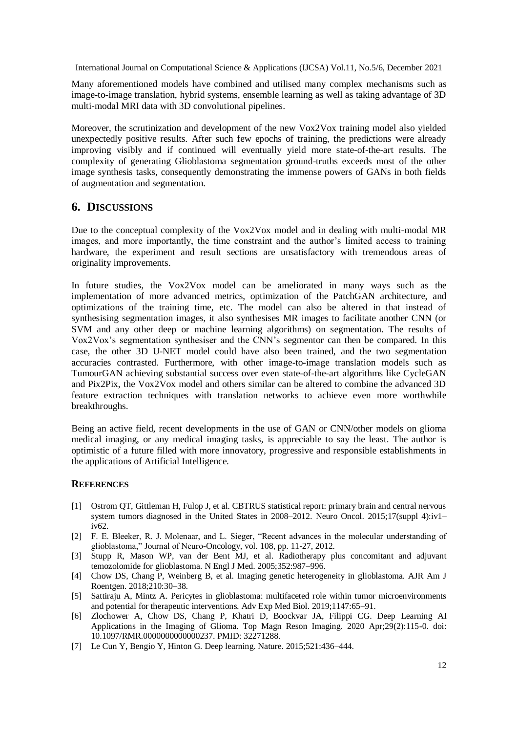Many aforementioned models have combined and utilised many complex mechanisms such as image-to-image translation, hybrid systems, ensemble learning as well as taking advantage of 3D multi-modal MRI data with 3D convolutional pipelines.

Moreover, the scrutinization and development of the new Vox2Vox training model also yielded unexpectedly positive results. After such few epochs of training, the predictions were already improving visibly and if continued will eventually yield more state-of-the-art results. The complexity of generating Glioblastoma segmentation ground-truths exceeds most of the other image synthesis tasks, consequently demonstrating the immense powers of GANs in both fields of augmentation and segmentation.

## 6. DISCUSSIONS

Due to the conceptual complexity of the Vox2Vox model and in dealing with multi-modal MR images, and more importantly, the time constraint and the author's limited access to training hardware, the experiment and result sections are unsatisfactory with tremendous areas of originality improvements.

In future studies, the Vox2Vox model can be ameliorated in many ways such as the implementation of more advanced metrics, optimization of the PatchGAN architecture, and optimizations of the training time, etc. The model can also be altered in that instead of synthesising segmentation images, it also synthesises MR images to facilitate another CNN (or SVM and any other deep or machine learning algorithms) on segmentation. The results of Vox2Vox's segmentation synthesiser and the CNN's segmentor can then be compared. In this case, the other 3D U-NET model could have also been trained, and the two segmentation accuracies contrasted. Furthermore, with other image-to-image translation models such as TumourGAN achieving substantial success over even state-of-the-art algorithms like CycleGAN and Pix2Pix, the Vox2Vox model and others similar can be altered to combine the advanced 3D feature extraction techniques with translation networks to achieve even more worthwhile breakthroughs.

Being an active field, recent developments in the use of GAN or CNN/other models on glioma medical imaging, or any medical imaging tasks, is appreciable to say the least. The author is optimistic of a future filled with more innovatory, progressive and responsible establishments in the applications of Artificial Intelligence.

### REFERENCES

[1] Ostrom QT, Gittleman H, Fulop J, et al. CBTRUS statistical report: primary brain and central nervous system tumors diagnosed in the United States in 2008–2012. Neuro Oncol. 2015;17(suppl 4):iv1–iv62.

[2] F. E. Bleeker, R. J. Molenaar, and L. Sieger, "Recent advances in the molecular understanding of glioblastoma," Journal of Neuro-Oncology, vol. 108, pp. 11-27, 2012.

[3] Stupp R, Mason WP, van der Bent MJ, et al. Radiotherapy plus concomitant and adjuvant temozolomide for glioblastoma. N Engl J Med. 2005;352:987–996.

[4] Chow DS, Chang P, Weinberg B, et al. Imaging genetic heterogeneity in glioblastoma. AJR Am J Roentgen. 2018;210:30–38.

[5] Sattiraju A, Mintz A. Pericytes in glioblastoma: multifaceted role within tumor microenvironments and potential for therapeutic interventions. Adv Exp Med Biol. 2019;1147:65–91.

[6] Zlochower A, Chow DS, Chang P, Khatri D, Boockvar JA, Filippi CG. Deep Learning AI Applications in the Imaging of Glioma. Top Magn Reson Imaging. 2020 Apr;29(2):115-0. doi: 10.1097/RMR.0000000000000237. PMID: 32271288.

[7] Le Cun Y, Bengio Y, Hinton G. Deep learning. Nature. 2015;521:436–444.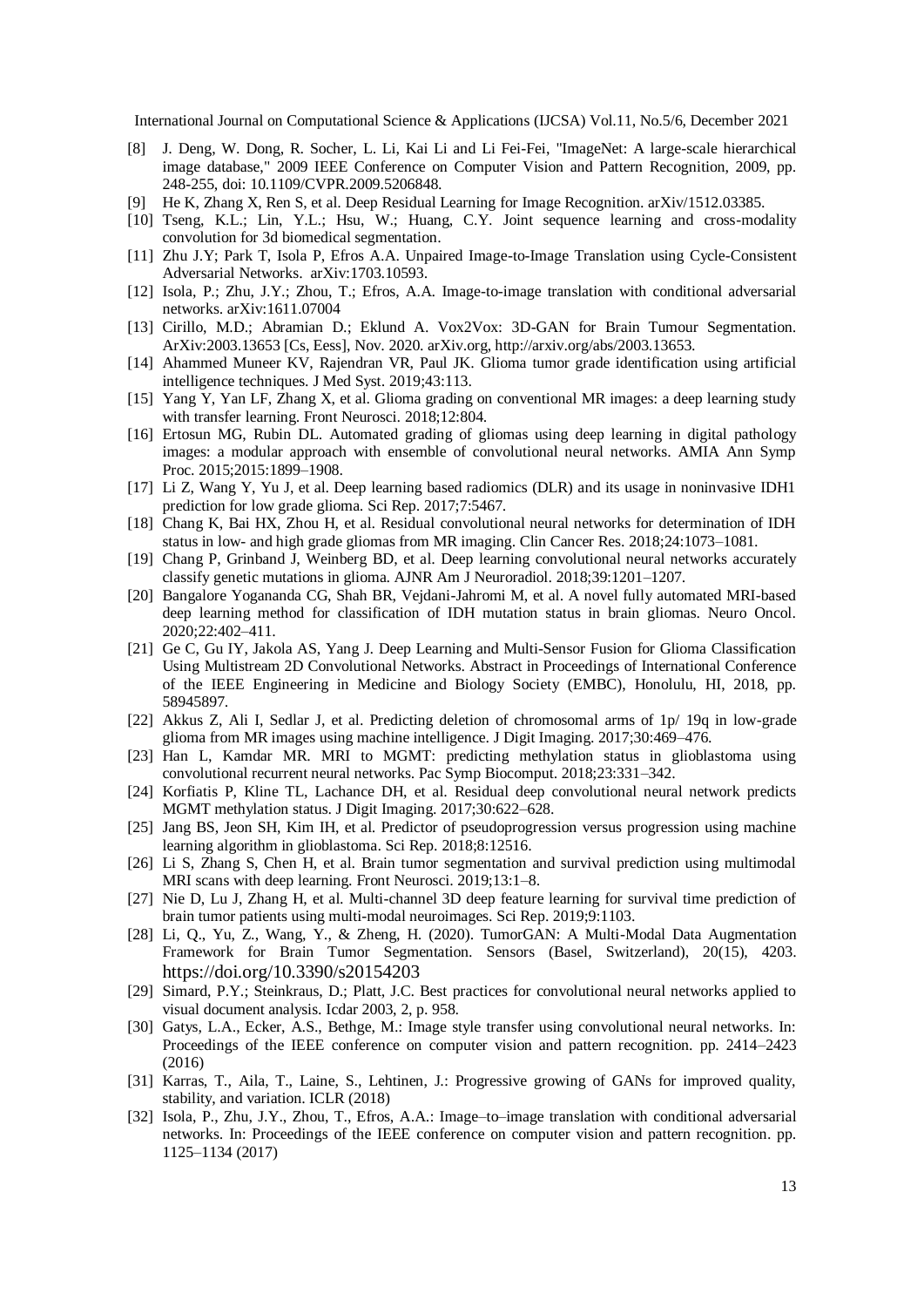[8] J. Deng, W. Dong, R. Socher, L. Li, Kai Li and Li Fei-Fei, "ImageNet: A large-scale hierarchical image database," 2009 IEEE Conference on Computer Vision and Pattern Recognition, 2009, pp. 248-255, doi: 10.1109/CVPR.2009.5206848.

[9] He K, Zhang X, Ren S, et al. Deep Residual Learning for Image Recognition. arXiv/1512.03385.

[10] Tseng, K.L.; Lin, Y.L.; Hsu, W.; Huang, C.Y. Joint sequence learning and cross-modality convolution for 3d biomedical segmentation.

[11] Zhu J.Y; Park T, Isola P, Efros A.A. Unpaired Image-to-Image Translation using Cycle-Consistent Adversarial Networks. arXiv:1703.10593.

[12] Isola, P.; Zhu, J.Y.; Zhou, T.; Efros, A.A. Image-to-image translation with conditional adversarial networks. arXiv:1611.07004

[13] Cirillo, M.D.; Abramian D.; Eklund A. Vox2Vox: 3D-GAN for Brain Tumour Segmentation. ArXiv:2003.13653 [Cs, Eess], Nov. 2020. arXiv.org, http://arxiv.org/abs/2003.13653.

[14] Ahammed Muneer KV, Rajendran VR, Paul JK. Glioma tumor grade identification using artificial intelligence techniques. J Med Syst. 2019;43:113.

[15] Yang Y, Yan LF, Zhang X, et al. Glioma grading on conventional MR images: a deep learning study with transfer learning. Front Neurosci. 2018;12:804.

[16] Ertosun MG, Rubin DL. Automated grading of gliomas using deep learning in digital pathology images: a modular approach with ensemble of convolutional neural networks. AMIA Ann Symp Proc. 2015;2015:1899–1908.

[17] Li Z, Wang Y, Yu J, et al. Deep learning based radiomics (DLR) and its usage in noninvasive IDH1 prediction for low grade glioma. Sci Rep. 2017;7:5467.

[18] Chang K, Bai HX, Zhou H, et al. Residual convolutional neural networks for determination of IDH status in low- and high grade gliomas from MR imaging. Clin Cancer Res. 2018;24:1073–1081.

[19] Chang P, Grinband J, Weinberg BD, et al. Deep learning convolutional neural networks accurately classify genetic mutations in glioma. AJNR Am J Neuroradiol. 2018;39:1201–1207.

[20] Bangalore Yogananda CG, Shah BR, Vejdani-Jahromi M, et al. A novel fully automated MRI-based deep learning method for classification of IDH mutation status in brain gliomas. Neuro Oncol. 2020;22:402–411.

[21] Ge C, Gu IY, Jakola AS, Yang J. Deep Learning and Multi-Sensor Fusion for Glioma Classification Using Multistream 2D Convolutional Networks. Abstract in Proceedings of International Conference of the IEEE Engineering in Medicine and Biology Society (EMBC), Honolulu, HI, 2018, pp. 58945897.

[22] Akkus Z, Ali I, Sedlar J, et al. Predicting deletion of chromosomal arms of 1p/ 19q in low-grade glioma from MR images using machine intelligence. J Digit Imaging. 2017;30:469–476.

[23] Han L, Kamdar MR. MRI to MGMT: predicting methylation status in glioblastoma using convolutional recurrent neural networks. Pac Symp Biocomput. 2018;23:331–342.

[24] Korfiatis P, Kline TL, Lachance DH, et al. Residual deep convolutional neural network predicts MGMT methylation status. J Digit Imaging. 2017;30:622–628.

[25] Jang BS, Jeon SH, Kim IH, et al. Predictor of pseudoprogression versus progression using machine learning algorithm in glioblastoma. Sci Rep. 2018;8:12516.

[26] Li S, Zhang S, Chen H, et al. Brain tumor segmentation and survival prediction using multimodal MRI scans with deep learning. Front Neurosci. 2019;13:1–8.

[27] Nie D, Lu J, Zhang H, et al. Multi-channel 3D deep feature learning for survival time prediction of brain tumor patients using multi-modal neuroimages. Sci Rep. 2019;9:1103.

[28] Li, Q., Yu, Z., Wang, Y., & Zheng, H. (2020). TumorGAN: A Multi-Modal Data Augmentation Framework for Brain Tumor Segmentation. Sensors (Basel, Switzerland), 20(15), 4203. https://doi.org/10.3390/s20154203

[29] Simard, P.Y.; Steinkraus, D.; Platt, J.C. Best practices for convolutional neural networks applied to visual document analysis. Icdar 2003, 2, p. 958.

[30] Gatys, L.A., Ecker, A.S., Bethge, M.: Image style transfer using convolutional neural networks. In: Proceedings of the IEEE conference on computer vision and pattern recognition. pp. 2414–2423 (2016)

[31] Karras, T., Aila, T., Laine, S., Lehtinen, J.: Progressive growing of GANs for improved quality, stability, and variation. ICLR (2018)

[32] Isola, P., Zhu, J.Y., Zhou, T., Efros, A.A.: Image–to–image translation with conditional adversarial networks. In: Proceedings of the IEEE conference on computer vision and pattern recognition. pp. 1125–1134 (2017)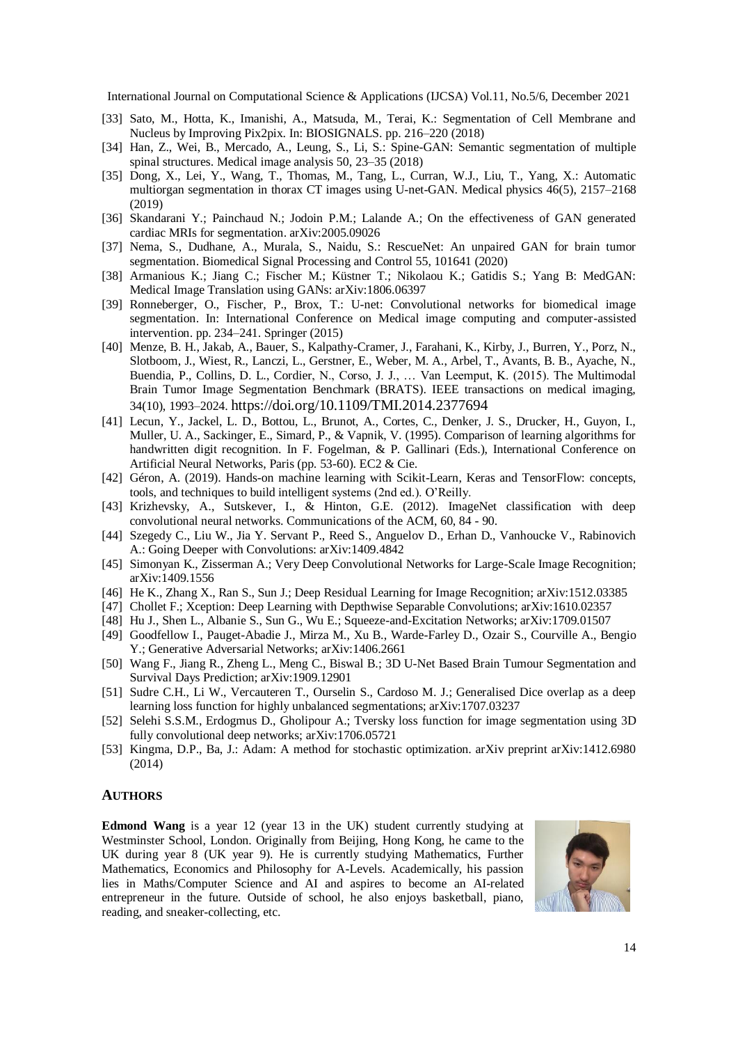[33] Sato, M., Hotta, K., Imanishi, A., Matsuda, M., Terai, K.: Segmentation of Cell Membrane and Nucleus by Improving Pix2pix. In: BIOSIGNALS. pp. 216–220 (2018)

[34] Han, Z., Wei, B., Mercado, A., Leung, S., Li, S.: Spine-GAN: Semantic segmentation of multiple spinal structures. Medical image analysis 50, 23–35 (2018)

[35] Dong, X., Lei, Y., Wang, T., Thomas, M., Tang, L., Curran, W.J., Liu, T., Yang, X.: Automatic multiorgan segmentation in thorax CT images using U-net-GAN. Medical physics 46(5), 2157–2168 (2019)

[36] Skandarani Y.; Painchaud N.; Jodoin P.M.; Lalande A.; On the effectiveness of GAN generated cardiac MRIs for segmentation. arXiv:2005.09026

[37] Nema, S., Dudhane, A., Murala, S., Naidu, S.: RescueNet: An unpaired GAN for brain tumor segmentation. Biomedical Signal Processing and Control 55, 101641 (2020)

[38] Armanious K.; Jiang C.; Fischer M.; Küstner T.; Nikolaou K.; Gatidis S.; Yang B: MedGAN: Medical Image Translation using GANs: arXiv:1806.06397

[39] Ronneberger, O., Fischer, P., Brox, T.: U-net: Convolutional networks for biomedical image segmentation. In: International Conference on Medical image computing and computer-assisted intervention. pp. 234–241. Springer (2015)

[40] Menze, B. H., Jakab, A., Bauer, S., Kalpathy-Cramer, J., Farahani, K., Kirby, J., Burren, Y., Porz, N., Slotboom, J., Wiest, R., Lanczi, L., Gerstner, E., Weber, M. A., Arbel, T., Avants, B. B., Ayache, N., Buendia, P., Collins, D. L., Cordier, N., Corso, J. J., … Van Leemput, K. (2015). The Multimodal Brain Tumor Image Segmentation Benchmark (BRATS). IEEE transactions on medical imaging, 34(10), 1993–2024. https://doi.org/10.1109/TMI.2014.2377694

[41] Lecun, Y., Jackel, L. D., Bottou, L., Brunot, A., Cortes, C., Denker, J. S., Drucker, H., Guyon, I., Muller, U. A., Sackinger, E., Simard, P., & Vapnik, V. (1995). Comparison of learning algorithms for handwritten digit recognition. In F. Fogelman, & P. Gallinari (Eds.), International Conference on Artificial Neural Networks, Paris (pp. 53-60). EC2 & Cie.

[42] Géron, A. (2019). Hands-on machine learning with Scikit-Learn, Keras and TensorFlow: concepts, tools, and techniques to build intelligent systems (2nd ed.). O'Reilly.

[43] Krizhevsky, A., Sutskever, I., & Hinton, G.E. (2012). ImageNet classification with deep convolutional neural networks. Communications of the ACM, 60, 84 - 90.

[44] Szegedy C., Liu W., Jia Y. Servant P., Reed S., Anguelov D., Erhan D., Vanhoucke V., Rabinovich A.: Going Deeper with Convolutions: arXiv:1409.4842

[45] Simonyan K., Zisserman A.; Very Deep Convolutional Networks for Large-Scale Image Recognition; arXiv:1409.1556

[46] He K., Zhang X., Ran S., Sun J.; Deep Residual Learning for Image Recognition; arXiv:1512.03385

[47] Chollet F.; Xception: Deep Learning with Depthwise Separable Convolutions; arXiv:1610.02357

[48] Hu J., Shen L., Albanie S., Sun G., Wu E.; Squeeze-and-Excitation Networks; arXiv:1709.01507

[49] Goodfellow I., Pauget-Abadie J., Mirza M., Xu B., Warde-Farley D., Ozair S., Courville A., Bengio Y.; Generative Adversarial Networks; arXiv:1406.2661

[50] Wang F., Jiang R., Zheng L., Meng C., Biswal B.; 3D U-Net Based Brain Tumour Segmentation and Survival Days Prediction; arXiv:1909.12901

[51] Sudre C.H., Li W., Vercauteren T., Ourselin S., Cardoso M. J.; Generalised Dice overlap as a deep learning loss function for highly unbalanced segmentations; arXiv:1707.03237

[52] Selehi S.S.M., Erdogmus D., Gholipour A.; Tversky loss function for image segmentation using 3D fully convolutional deep networks; arXiv:1706.05721

[53] Kingma, D.P., Ba, J.: Adam: A method for stochastic optimization. arXiv preprint arXiv:1412.6980 (2014)

## AUTHORS

**Edmond Wang** is a year 12 (year 13 in the UK) student currently studying at Westminster School, London. Originally from Beijing, Hong Kong, he came to the UK during year 8 (UK year 9). He is currently studying Mathematics, Further Mathematics, Economics and Philosophy for A-Levels. Academically, his passion lies in Maths/Computer Science and AI and aspires to become an AI-related entrepreneur in the future. Outside of school, he also enjoys basketball, piano, reading, and sneaker-collecting, etc.